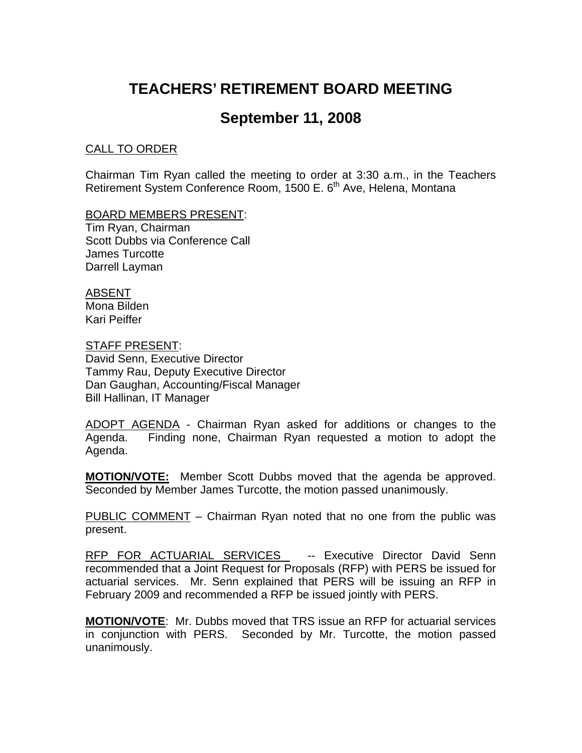# TEACHERS' RETIREMENT BOARD MEETING

## September 11, 2008

CALL TO ORDER

Chairman Tim Ryan called the meeting to order at 3:30 a.m., in the Teachers Retirement System Conference Room, 1500 E. 6th Ave, Helena, Montana

BOARD MEMBERS PRESENT:
Tim Ryan, Chairman
Scott Dubbs via Conference Call
James Turcotte
Darrell Layman

ABSENT
Mona Bilden
Kari Peiffer

STAFF PRESENT:
David Senn, Executive Director
Tammy Rau, Deputy Executive Director
Dan Gaughan, Accounting/Fiscal Manager
Bill Hallinan, IT Manager

ADOPT AGENDA - Chairman Ryan asked for additions or changes to the Agenda. Finding none, Chairman Ryan requested a motion to adopt the Agenda.

**MOTION/VOTE:** Member Scott Dubbs moved that the agenda be approved. Seconded by Member James Turcotte, the motion passed unanimously.

PUBLIC COMMENT – Chairman Ryan noted that no one from the public was present.

RFP FOR ACTUARIAL SERVICES -- Executive Director David Senn recommended that a Joint Request for Proposals (RFP) with PERS be issued for actuarial services. Mr. Senn explained that PERS will be issuing an RFP in February 2009 and recommended a RFP be issued jointly with PERS.

**MOTION/VOTE**: Mr. Dubbs moved that TRS issue an RFP for actuarial services in conjunction with PERS. Seconded by Mr. Turcotte, the motion passed unanimously.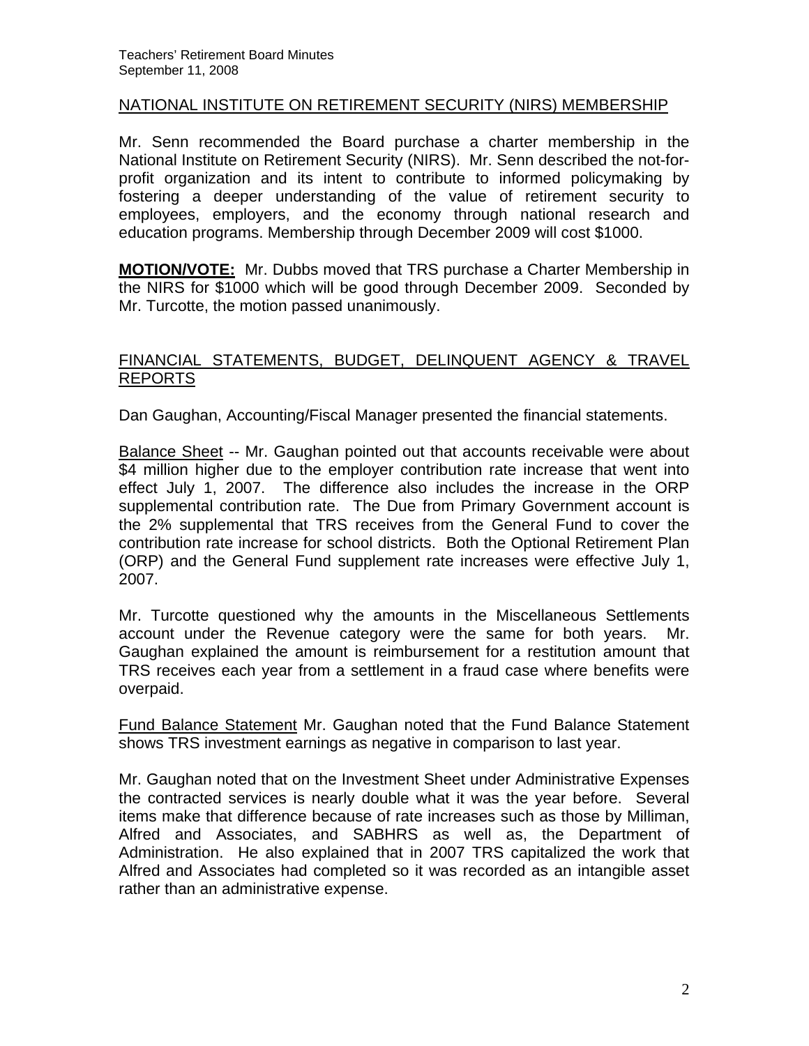## NATIONAL INSTITUTE ON RETIREMENT SECURITY (NIRS) MEMBERSHIP

Mr. Senn recommended the Board purchase a charter membership in the National Institute on Retirement Security (NIRS). Mr. Senn described the not-for-profit organization and its intent to contribute to informed policymaking by fostering a deeper understanding of the value of retirement security to employees, employers, and the economy through national research and education programs. Membership through December 2009 will cost $1000.

**MOTION/VOTE:** Mr. Dubbs moved that TRS purchase a Charter Membership in the NIRS for $1000 which will be good through December 2009. Seconded by Mr. Turcotte, the motion passed unanimously.

## FINANCIAL STATEMENTS, BUDGET, DELINQUENT AGENCY & TRAVEL REPORTS

Dan Gaughan, Accounting/Fiscal Manager presented the financial statements.

Balance Sheet -- Mr. Gaughan pointed out that accounts receivable were about $4 million higher due to the employer contribution rate increase that went into effect July 1, 2007. The difference also includes the increase in the ORP supplemental contribution rate. The Due from Primary Government account is the 2% supplemental that TRS receives from the General Fund to cover the contribution rate increase for school districts. Both the Optional Retirement Plan (ORP) and the General Fund supplement rate increases were effective July 1, 2007.

Mr. Turcotte questioned why the amounts in the Miscellaneous Settlements account under the Revenue category were the same for both years. Mr. Gaughan explained the amount is reimbursement for a restitution amount that TRS receives each year from a settlement in a fraud case where benefits were overpaid.

Fund Balance Statement Mr. Gaughan noted that the Fund Balance Statement shows TRS investment earnings as negative in comparison to last year.

Mr. Gaughan noted that on the Investment Sheet under Administrative Expenses the contracted services is nearly double what it was the year before. Several items make that difference because of rate increases such as those by Milliman, Alfred and Associates, and SABHRS as well as, the Department of Administration. He also explained that in 2007 TRS capitalized the work that Alfred and Associates had completed so it was recorded as an intangible asset rather than an administrative expense.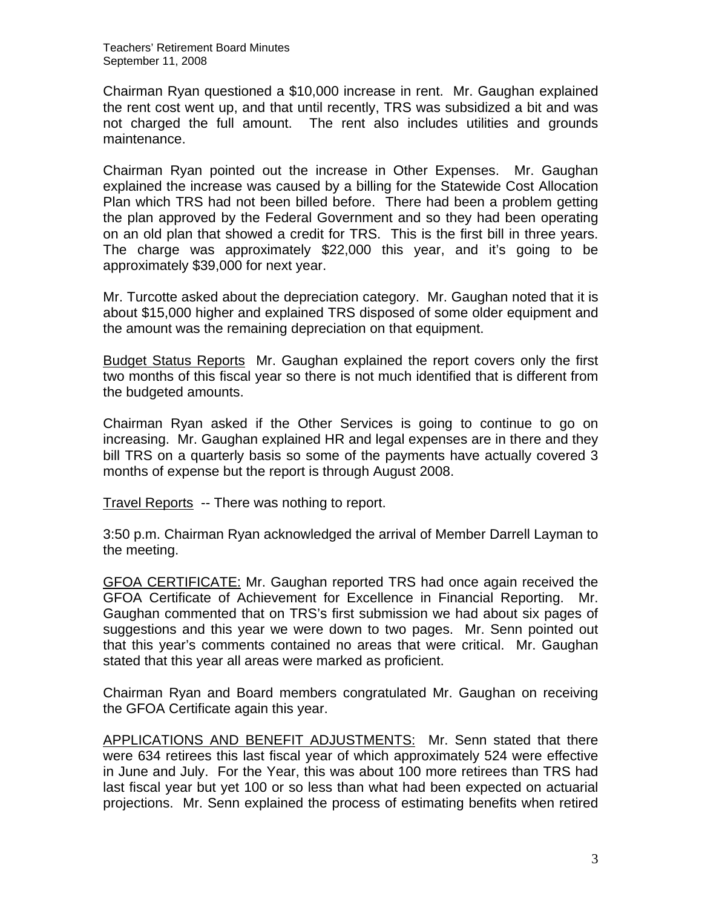Chairman Ryan questioned a $10,000 increase in rent. Mr. Gaughan explained the rent cost went up, and that until recently, TRS was subsidized a bit and was not charged the full amount. The rent also includes utilities and grounds maintenance.

Chairman Ryan pointed out the increase in Other Expenses. Mr. Gaughan explained the increase was caused by a billing for the Statewide Cost Allocation Plan which TRS had not been billed before. There had been a problem getting the plan approved by the Federal Government and so they had been operating on an old plan that showed a credit for TRS. This is the first bill in three years. The charge was approximately $22,000 this year, and it's going to be approximately $39,000 for next year.

Mr. Turcotte asked about the depreciation category. Mr. Gaughan noted that it is about $15,000 higher and explained TRS disposed of some older equipment and the amount was the remaining depreciation on that equipment.

<u>Budget Status Reports</u> Mr. Gaughan explained the report covers only the first two months of this fiscal year so there is not much identified that is different from the budgeted amounts.

Chairman Ryan asked if the Other Services is going to continue to go on increasing. Mr. Gaughan explained HR and legal expenses are in there and they bill TRS on a quarterly basis so some of the payments have actually covered 3 months of expense but the report is through August 2008.

<u>Travel Reports</u> -- There was nothing to report.

3:50 p.m. Chairman Ryan acknowledged the arrival of Member Darrell Layman to the meeting.

<u>GFOA CERTIFICATE:</u> Mr. Gaughan reported TRS had once again received the GFOA Certificate of Achievement for Excellence in Financial Reporting. Mr. Gaughan commented that on TRS's first submission we had about six pages of suggestions and this year we were down to two pages. Mr. Senn pointed out that this year's comments contained no areas that were critical. Mr. Gaughan stated that this year all areas were marked as proficient.

Chairman Ryan and Board members congratulated Mr. Gaughan on receiving the GFOA Certificate again this year.

<u>APPLICATIONS AND BENEFIT ADJUSTMENTS:</u> Mr. Senn stated that there were 634 retirees this last fiscal year of which approximately 524 were effective in June and July. For the Year, this was about 100 more retirees than TRS had last fiscal year but yet 100 or so less than what had been expected on actuarial projections. Mr. Senn explained the process of estimating benefits when retired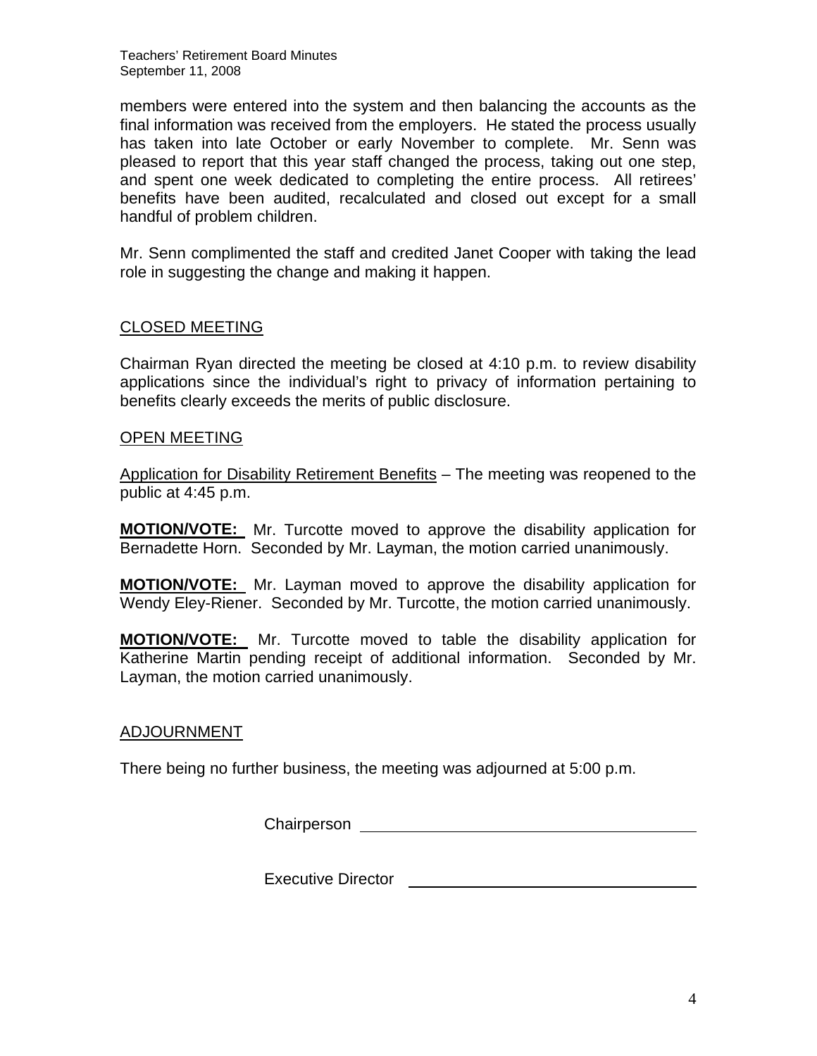members were entered into the system and then balancing the accounts as the final information was received from the employers. He stated the process usually has taken into late October or early November to complete. Mr. Senn was pleased to report that this year staff changed the process, taking out one step, and spent one week dedicated to completing the entire process. All retirees' benefits have been audited, recalculated and closed out except for a small handful of problem children.

Mr. Senn complimented the staff and credited Janet Cooper with taking the lead role in suggesting the change and making it happen.

## CLOSED MEETING

Chairman Ryan directed the meeting be closed at 4:10 p.m. to review disability applications since the individual's right to privacy of information pertaining to benefits clearly exceeds the merits of public disclosure.

## OPEN MEETING

Application for Disability Retirement Benefits – The meeting was reopened to the public at 4:45 p.m.

**MOTION/VOTE:** Mr. Turcotte moved to approve the disability application for Bernadette Horn. Seconded by Mr. Layman, the motion carried unanimously.

**MOTION/VOTE:** Mr. Layman moved to approve the disability application for Wendy Eley-Riener. Seconded by Mr. Turcotte, the motion carried unanimously.

**MOTION/VOTE:** Mr. Turcotte moved to table the disability application for Katherine Martin pending receipt of additional information. Seconded by Mr. Layman, the motion carried unanimously.

## ADJOURNMENT

There being no further business, the meeting was adjourned at 5:00 p.m.

Chairperson ______________________________

Executive Director ______________________________